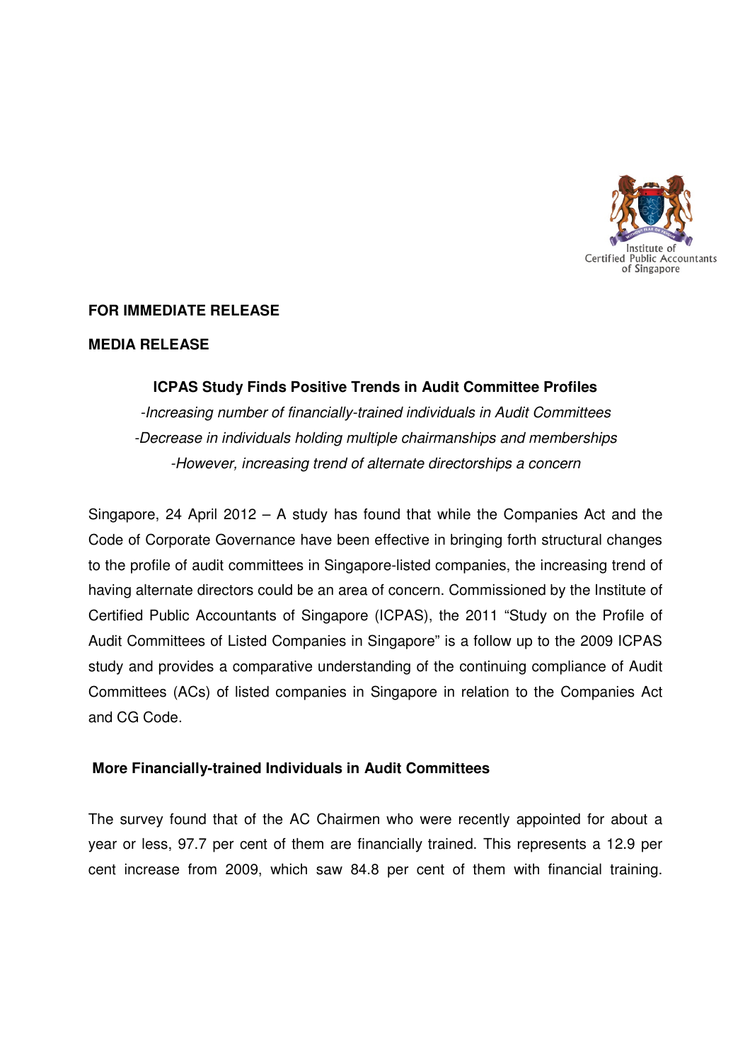**FOR IMMEDIATE RELEASE**

**MEDIA RELEASE**

## ICPAS Study Finds Positive Trends in Audit Committee Profiles

*-Increasing number of financially-trained individuals in Audit Committees*

*-Decrease in individuals holding multiple chairmanships and memberships*

*-However, increasing trend of alternate directorships a concern*

Singapore, 24 April 2012 – A study has found that while the Companies Act and the Code of Corporate Governance have been effective in bringing forth structural changes to the profile of audit committees in Singapore-listed companies, the increasing trend of having alternate directors could be an area of concern. Commissioned by the Institute of Certified Public Accountants of Singapore (ICPAS), the 2011 "Study on the Profile of Audit Committees of Listed Companies in Singapore" is a follow up to the 2009 ICPAS study and provides a comparative understanding of the continuing compliance of Audit Committees (ACs) of listed companies in Singapore in relation to the Companies Act and CG Code.

### More Financially-trained Individuals in Audit Committees

The survey found that of the AC Chairmen who were recently appointed for about a year or less, 97.7 per cent of them are financially trained. This represents a 12.9 per cent increase from 2009, which saw 84.8 per cent of them with financial training.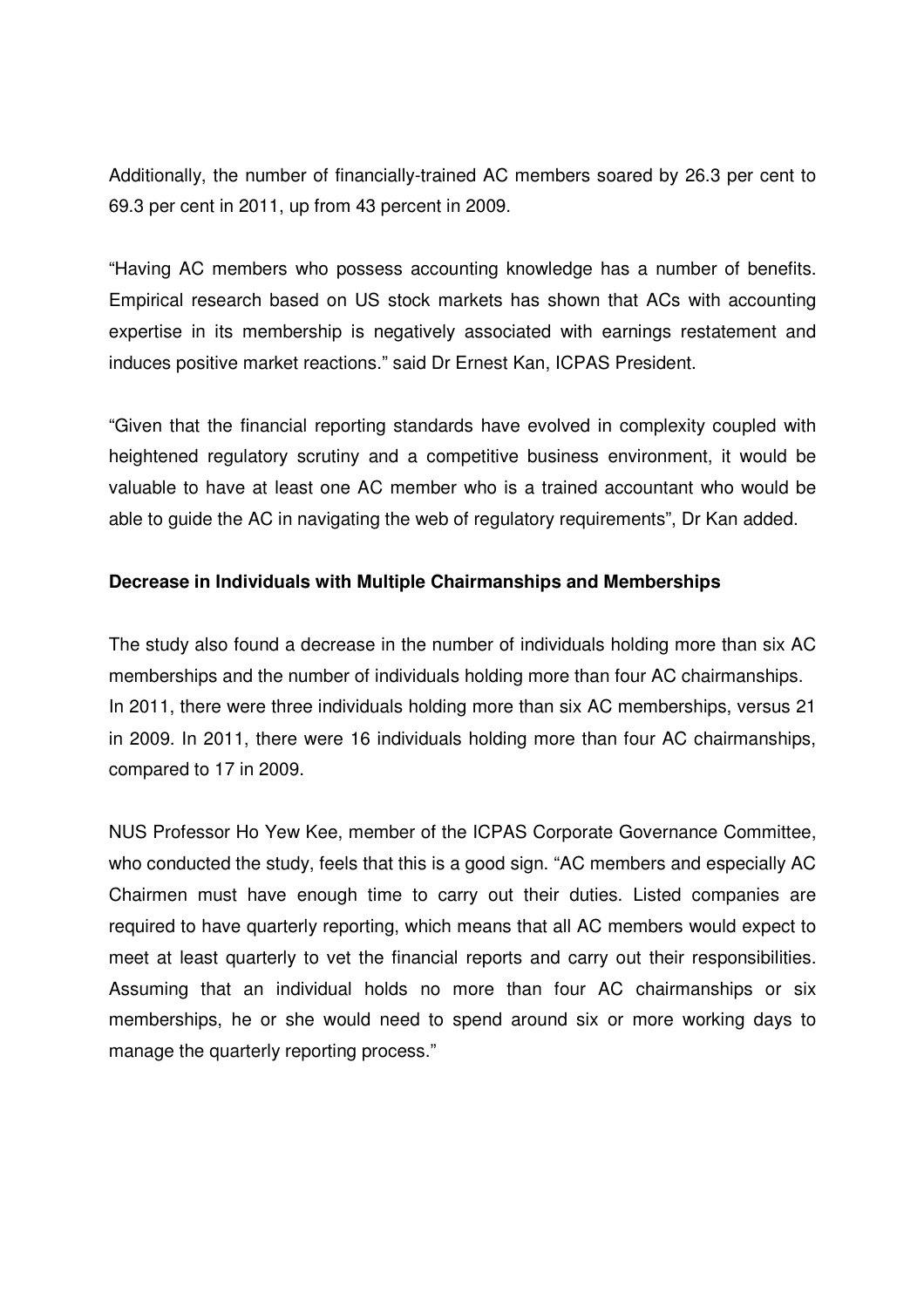Additionally, the number of financially-trained AC members soared by 26.3 per cent to 69.3 per cent in 2011, up from 43 percent in 2009.

“Having AC members who possess accounting knowledge has a number of benefits. Empirical research based on US stock markets has shown that ACs with accounting expertise in its membership is negatively associated with earnings restatement and induces positive market reactions.” said Dr Ernest Kan, ICPAS President.

“Given that the financial reporting standards have evolved in complexity coupled with heightened regulatory scrutiny and a competitive business environment, it would be valuable to have at least one AC member who is a trained accountant who would be able to guide the AC in navigating the web of regulatory requirements”, Dr Kan added.

**Decrease in Individuals with Multiple Chairmanships and Memberships**

The study also found a decrease in the number of individuals holding more than six AC memberships and the number of individuals holding more than four AC chairmanships. In 2011, there were three individuals holding more than six AC memberships, versus 21 in 2009. In 2011, there were 16 individuals holding more than four AC chairmanships, compared to 17 in 2009.

NUS Professor Ho Yew Kee, member of the ICPAS Corporate Governance Committee, who conducted the study, feels that this is a good sign. “AC members and especially AC Chairmen must have enough time to carry out their duties. Listed companies are required to have quarterly reporting, which means that all AC members would expect to meet at least quarterly to vet the financial reports and carry out their responsibilities. Assuming that an individual holds no more than four AC chairmanships or six memberships, he or she would need to spend around six or more working days to manage the quarterly reporting process.”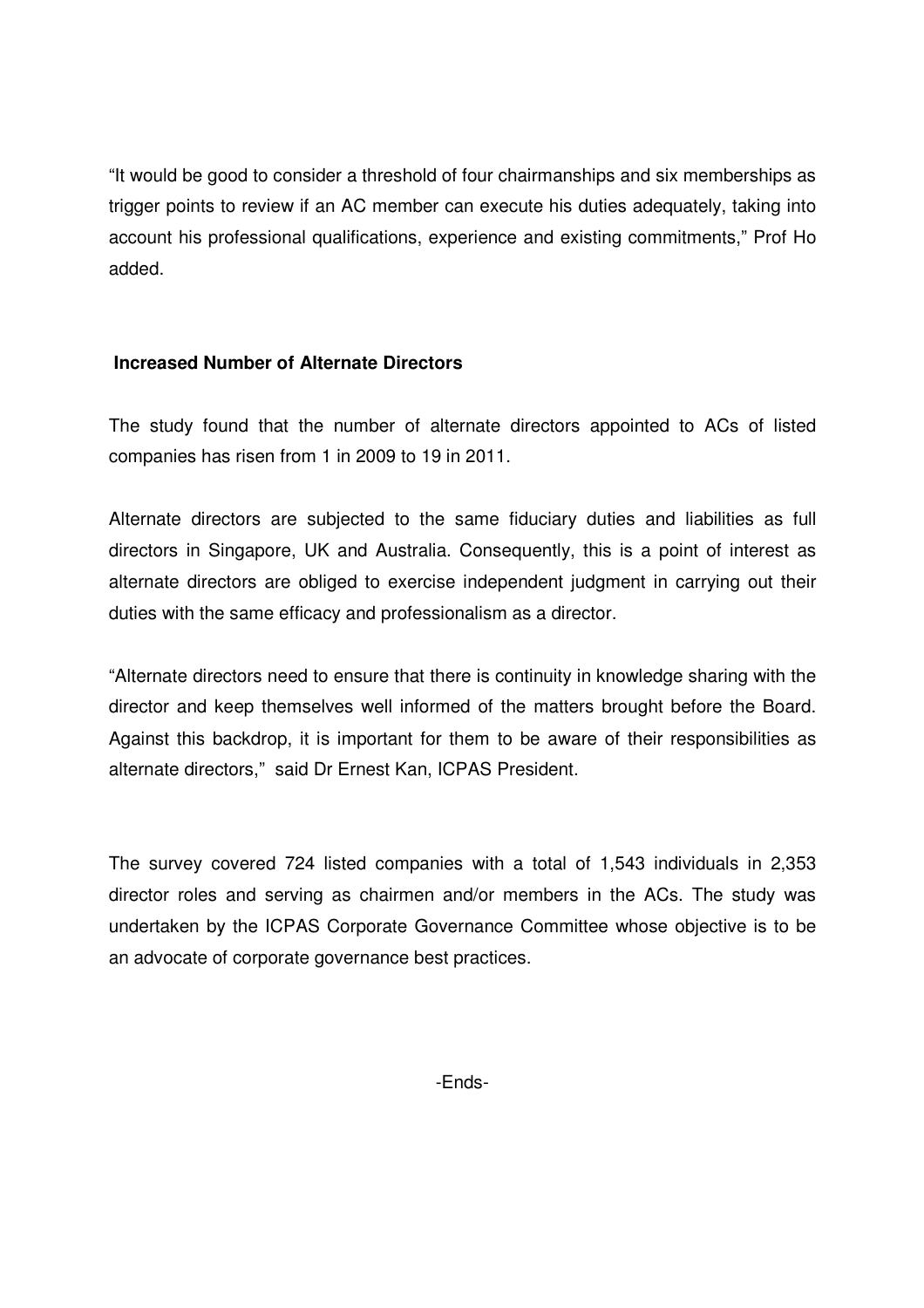"It would be good to consider a threshold of four chairmanships and six memberships as trigger points to review if an AC member can execute his duties adequately, taking into account his professional qualifications, experience and existing commitments," Prof Ho added.

**Increased Number of Alternate Directors**

The study found that the number of alternate directors appointed to ACs of listed companies has risen from 1 in 2009 to 19 in 2011.

Alternate directors are subjected to the same fiduciary duties and liabilities as full directors in Singapore, UK and Australia. Consequently, this is a point of interest as alternate directors are obliged to exercise independent judgment in carrying out their duties with the same efficacy and professionalism as a director.

"Alternate directors need to ensure that there is continuity in knowledge sharing with the director and keep themselves well informed of the matters brought before the Board. Against this backdrop, it is important for them to be aware of their responsibilities as alternate directors," said Dr Ernest Kan, ICPAS President.

The survey covered 724 listed companies with a total of 1,543 individuals in 2,353 director roles and serving as chairmen and/or members in the ACs. The study was undertaken by the ICPAS Corporate Governance Committee whose objective is to be an advocate of corporate governance best practices.

-Ends-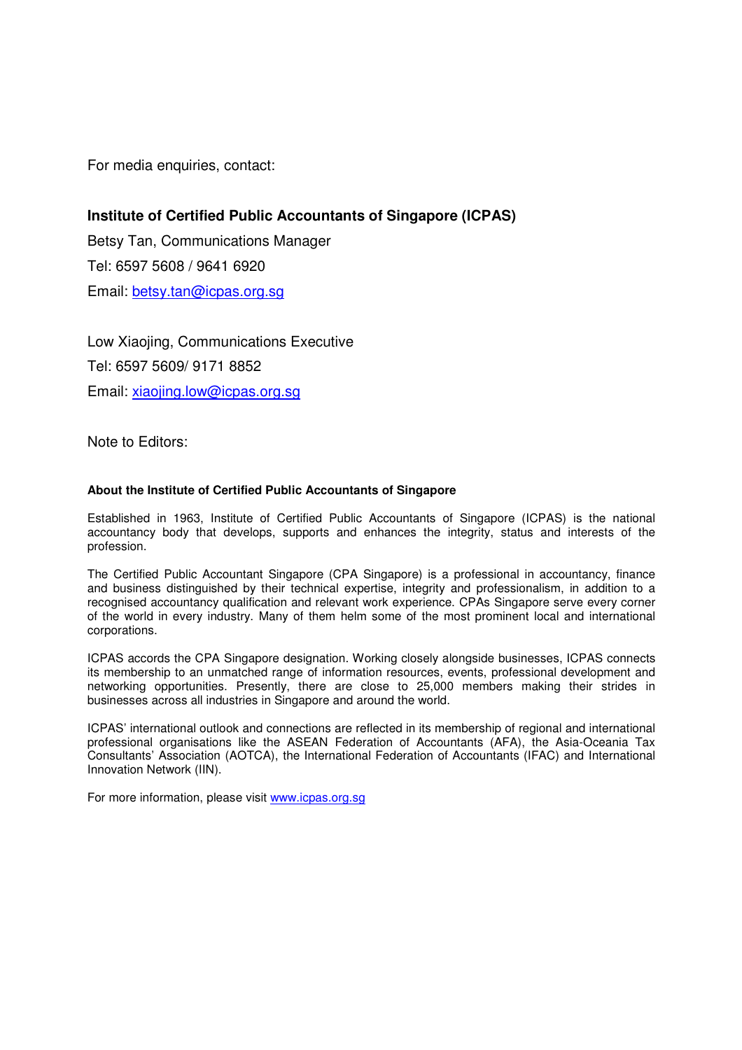For media enquiries, contact:

**Institute of Certified Public Accountants of Singapore (ICPAS)**

Betsy Tan, Communications Manager

Tel: 6597 5608 / 9641 6920

Email: betsy.tan@icpas.org.sg

Low Xiaojing, Communications Executive

Tel: 6597 5609/ 9171 8852

Email: xiaojing.low@icpas.org.sg

Note to Editors:

**About the Institute of Certified Public Accountants of Singapore**

Established in 1963, Institute of Certified Public Accountants of Singapore (ICPAS) is the national accountancy body that develops, supports and enhances the integrity, status and interests of the profession.

The Certified Public Accountant Singapore (CPA Singapore) is a professional in accountancy, finance and business distinguished by their technical expertise, integrity and professionalism, in addition to a recognised accountancy qualification and relevant work experience. CPAs Singapore serve every corner of the world in every industry. Many of them helm some of the most prominent local and international corporations.

ICPAS accords the CPA Singapore designation. Working closely alongside businesses, ICPAS connects its membership to an unmatched range of information resources, events, professional development and networking opportunities. Presently, there are close to 25,000 members making their strides in businesses across all industries in Singapore and around the world.

ICPAS' international outlook and connections are reflected in its membership of regional and international professional organisations like the ASEAN Federation of Accountants (AFA), the Asia-Oceania Tax Consultants' Association (AOTCA), the International Federation of Accountants (IFAC) and International Innovation Network (IIN).

For more information, please visit www.icpas.org.sg